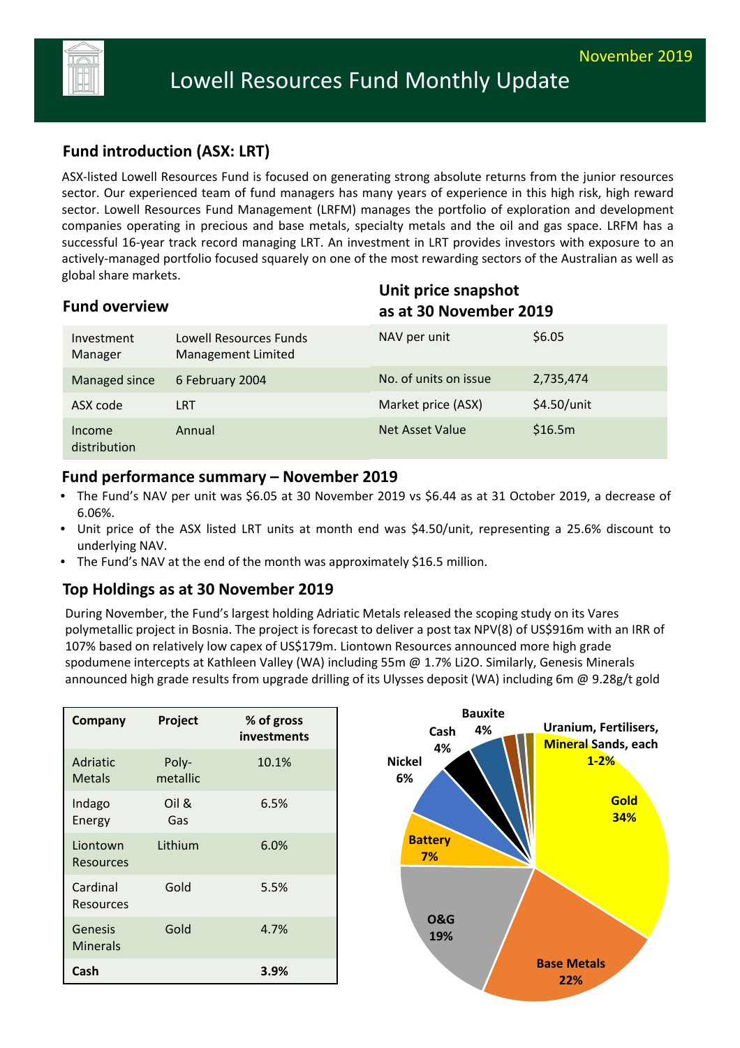November 2019

# Lowell Resources Fund Monthly Update

## Fund introduction (ASX: LRT)

ASX-listed Lowell Resources Fund is focused on generating strong absolute returns from the junior resources sector. Our experienced team of fund managers has many years of experience in this high risk, high reward sector. Lowell Resources Fund Management (LRFM) manages the portfolio of exploration and development companies operating in precious and base metals, specialty metals and the oil and gas space. LRFM has a successful 16-year track record managing LRT. An investment in LRT provides investors with exposure to an actively-managed portfolio focused squarely on one of the most rewarding sectors of the Australian as well as global share markets.

## Fund overview

| | |
|---|---|
| Investment Manager | Lowell Resources Funds Management Limited |
| Managed since | 6 February 2004 |
| ASX code | LRT |
| Income distribution | Annual |

## Unit price snapshot as at 30 November 2019

| | |
|---|---|
| NAV per unit | $6.05 |
| No. of units on issue | 2,735,474 |
| Market price (ASX) | $4.50/unit |
| Net Asset Value | $16.5m |

## Fund performance summary – November 2019

- The Fund's NAV per unit was $6.05 at 30 November 2019 vs $6.44 as at 31 October 2019, a decrease of 6.06%.
- Unit price of the ASX listed LRT units at month end was $4.50/unit, representing a 25.6% discount to underlying NAV.
- The Fund's NAV at the end of the month was approximately $16.5 million.

## Top Holdings as at 30 November 2019

During November, the Fund's largest holding Adriatic Metals released the scoping study on its Vares polymetallic project in Bosnia. The project is forecast to deliver a post tax NPV(8) of US$916m with an IRR of 107% based on relatively low capex of US$179m. Liontown Resources announced more high grade spodumene intercepts at Kathleen Valley (WA) including 55m @ 1.7% $Li_2O$. Similarly, Genesis Minerals announced high grade results from upgrade drilling of its Ulysses deposit (WA) including 6m @ 9.28g/t gold

| Company | Project | % of gross investments |
|---|---|---|
| Adriatic Metals | Poly-metallic | 10.1% |
| Indago Energy | Oil & Gas | 6.5% |
| Liontown Resources | Lithium | 6.0% |
| Cardinal Resources | Gold | 5.5% |
| Genesis Minerals | Gold | 4.7% |
| **Cash** | | **3.9%** |

| Sector | % |
|---|---|
| Gold | 34% |
| Base Metals | 22% |
| O&G | 19% |
| Battery | 7% |
| Nickel | 6% |
| Cash | 4% |
| Bauxite | 4% |
| Uranium, Fertilisers, Mineral Sands, each | 1-2% |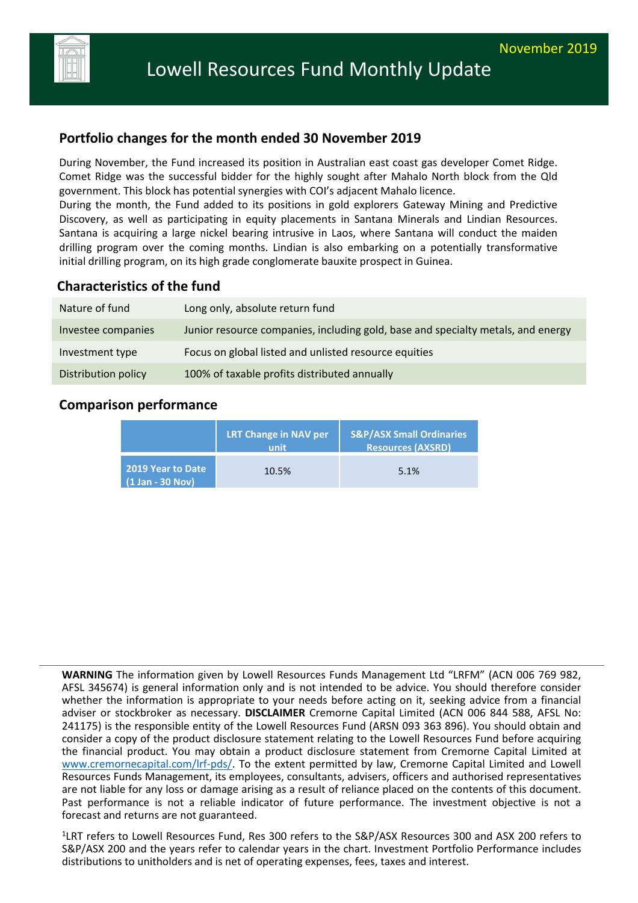November 2019

# Lowell Resources Fund Monthly Update

## Portfolio changes for the month ended 30 November 2019

During November, the Fund increased its position in Australian east coast gas developer Comet Ridge. Comet Ridge was the successful bidder for the highly sought after Mahalo North block from the Qld government. This block has potential synergies with COI's adjacent Mahalo licence.
During the month, the Fund added to its positions in gold explorers Gateway Mining and Predictive Discovery, as well as participating in equity placements in Santana Minerals and Lindian Resources. Santana is acquiring a large nickel bearing intrusive in Laos, where Santana will conduct the maiden drilling program over the coming months. Lindian is also embarking on a potentially transformative initial drilling program, on its high grade conglomerate bauxite prospect in Guinea.

## Characteristics of the fund

| | |
|---|---|
| Nature of fund | Long only, absolute return fund |
| Investee companies | Junior resource companies, including gold, base and specialty metals, and energy |
| Investment type | Focus on global listed and unlisted resource equities |
| Distribution policy | 100% of taxable profits distributed annually |

## Comparison performance

| | LRT Change in NAV per unit | S&P/ASX Small Ordinaries Resources (AXSRD) |
|---|---|---|
| 2019 Year to Date (1 Jan - 30 Nov) | 10.5% | 5.1% |

**WARNING** The information given by Lowell Resources Funds Management Ltd "LRFM" (ACN 006 769 982, AFSL 345674) is general information only and is not intended to be advice. You should therefore consider whether the information is appropriate to your needs before acting on it, seeking advice from a financial adviser or stockbroker as necessary. **DISCLAIMER** Cremorne Capital Limited (ACN 006 844 588, AFSL No: 241175) is the responsible entity of the Lowell Resources Fund (ARSN 093 363 896). You should obtain and consider a copy of the product disclosure statement relating to the Lowell Resources Fund before acquiring the financial product. You may obtain a product disclosure statement from Cremorne Capital Limited at www.cremornecapital.com/lrf-pds/. To the extent permitted by law, Cremorne Capital Limited and Lowell Resources Funds Management, its employees, consultants, advisers, officers and authorised representatives are not liable for any loss or damage arising as a result of reliance placed on the contents of this document. Past performance is not a reliable indicator of future performance. The investment objective is not a forecast and returns are not guaranteed.

[1]LRT refers to Lowell Resources Fund, Res 300 refers to the S&P/ASX Resources 300 and ASX 200 refers to S&P/ASX 200 and the years refer to calendar years in the chart. Investment Portfolio Performance includes distributions to unitholders and is net of operating expenses, fees, taxes and interest.